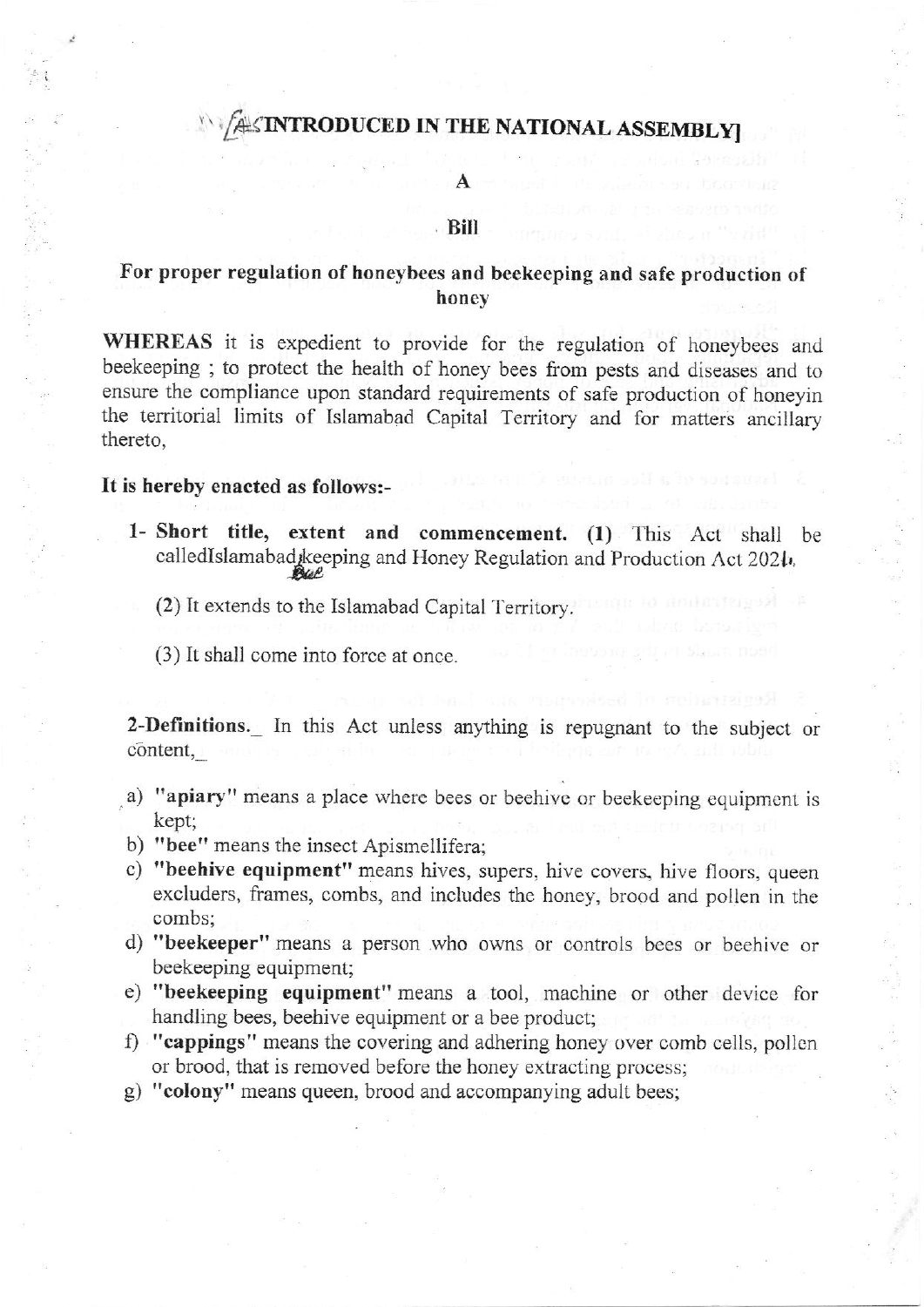# [AS INTRODUCED IN THE NATIONAL ASSEMBLY]

## A

## Bill

### For proper regulation of honeybees and beekeeping and safe production of honey

**WHEREAS** it is expedient to provide for the regulation of honeybees and beekeeping ; to protect the health of honey bees from pests and diseases and to ensure the compliance upon standard requirements of safe production of honeyin the territorial limits of Islamabad Capital Territory and for matters ancillary thereto,

**It is hereby enacted as follows:-**

1- **Short title, extent and commencement.** **(1)** This Act shall be calledIslamabad Beekeeping and Honey Regulation and Production Act 2024.

(2) It extends to the Islamabad Capital Territory.

(3) It shall come into force at once.

**2-Definitions.**_ In this Act unless anything is repugnant to the subject or content,_

a) **"apiary"** means a place where bees or beehive or beekeeping equipment is kept;

b) **"bee"** means the insect Apismellifera;

c) **"beehive equipment"** means hives, supers, hive covers, hive floors, queen excluders, frames, combs, and includes the honey, brood and pollen in the combs;

d) **"beekeeper"** means a person who owns or controls bees or beehive or beekeeping equipment;

e) **"beekeeping equipment"** means a tool, machine or other device for handling bees, beehive equipment or a bee product;

f) **"cappings"** means the covering and adhering honey over comb cells, pollen or brood, that is removed before the honey extracting process;

g) **"colony"** means queen, brood and accompanying adult bees;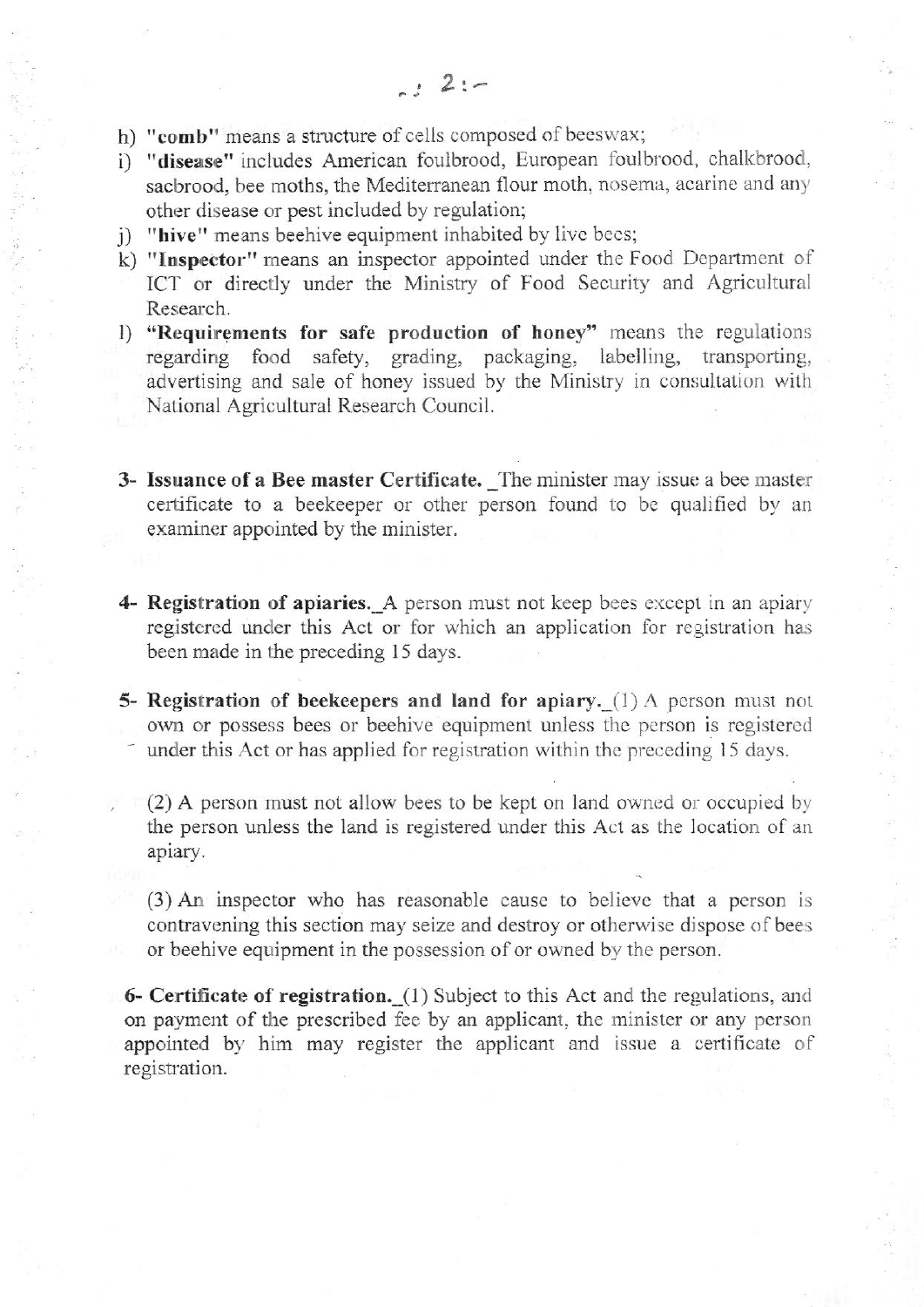h) **"comb"** means a structure of cells composed of beeswax;

i) **"disease"** includes American foulbrood, European foulbrood, chalkbrood, sacbrood, bee moths, the Mediterranean flour moth, nosema, acarine and any other disease or pest included by regulation;

j) **"hive"** means beehive equipment inhabited by live bees;

k) **"Inspector"** means an inspector appointed under the Food Department of ICT or directly under the Ministry of Food Security and Agricultural Research.

l) **"Requirements for safe production of honey"** means the regulations regarding food safety, grading, packaging, labelling, transporting, advertising and sale of honey issued by the Ministry in consultation with National Agricultural Research Council.

**3- Issuance of a Bee master Certificate.** _The minister may issue a bee master certificate to a beekeeper or other person found to be qualified by an examiner appointed by the minister.

**4- Registration of apiaries.**_A person must not keep bees except in an apiary registered under this Act or for which an application for registration has been made in the preceding 15 days.

**5- Registration of beekeepers and land for apiary.**_(1) A person must not own or possess bees or beehive equipment unless the person is registered under this Act or has applied for registration within the preceding 15 days.

(2) A person must not allow bees to be kept on land owned or occupied by the person unless the land is registered under this Act as the location of an apiary.

(3) An inspector who has reasonable cause to believe that a person is contravening this section may seize and destroy or otherwise dispose of bees or beehive equipment in the possession of or owned by the person.

**6- Certificate of registration.**_(1) Subject to this Act and the regulations, and on payment of the prescribed fee by an applicant, the minister or any person appointed by him may register the applicant and issue a certificate of registration.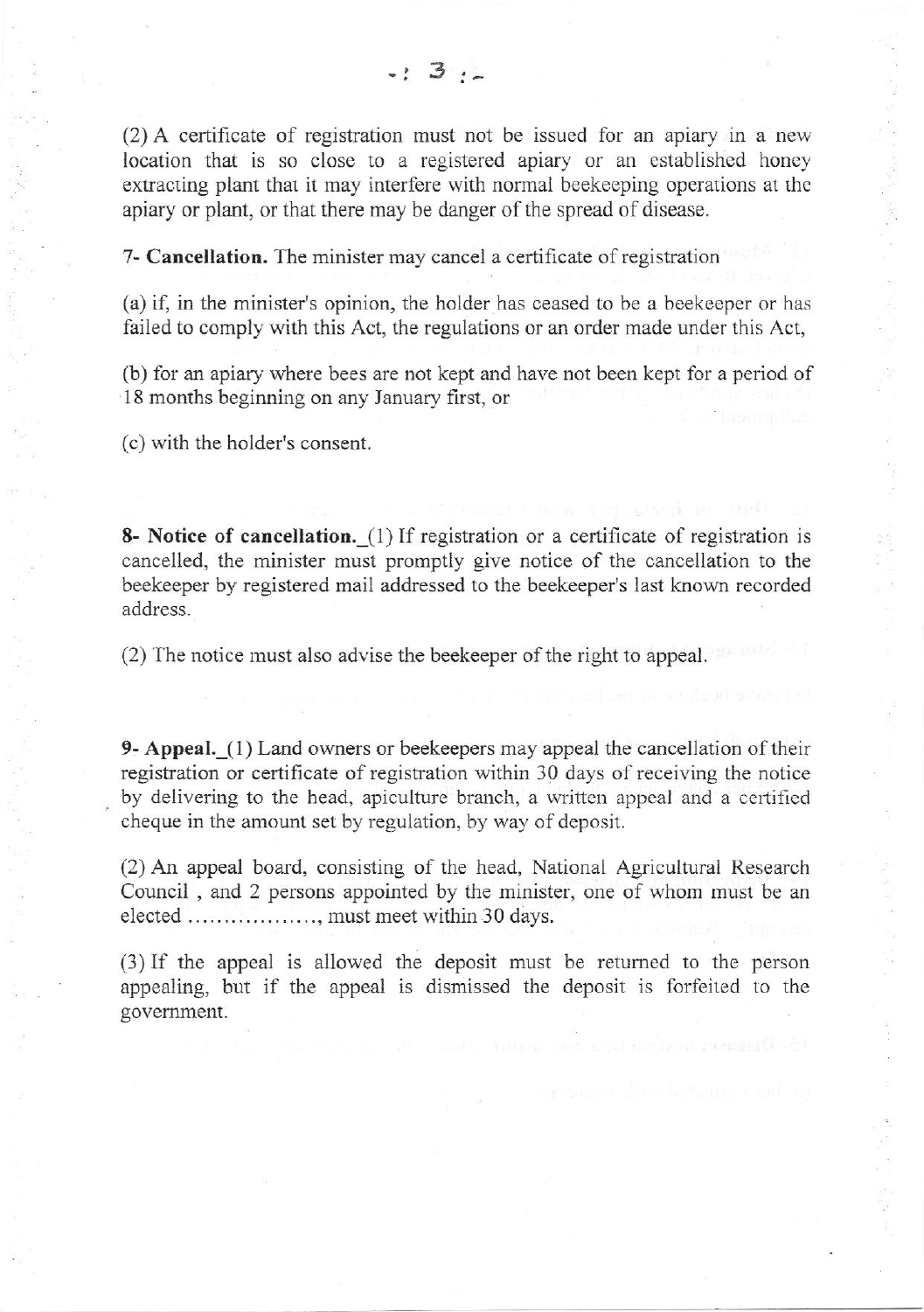(2) A certificate of registration must not be issued for an apiary in a new location that is so close to a registered apiary or an established honey extracting plant that it may interfere with normal beekeeping operations at the apiary or plant, or that there may be danger of the spread of disease.

**7- Cancellation.** The minister may cancel a certificate of registration

(a) if, in the minister's opinion, the holder has ceased to be a beekeeper or has failed to comply with this Act, the regulations or an order made under this Act,

(b) for an apiary where bees are not kept and have not been kept for a period of 18 months beginning on any January first, or

(c) with the holder's consent.

**8- Notice of cancellation.**_(1) If registration or a certificate of registration is cancelled, the minister must promptly give notice of the cancellation to the beekeeper by registered mail addressed to the beekeeper's last known recorded address.

(2) The notice must also advise the beekeeper of the right to appeal.

**9- Appeal.**_(1) Land owners or beekeepers may appeal the cancellation of their registration or certificate of registration within 30 days of receiving the notice by delivering to the head, apiculture branch, a written appeal and a certified cheque in the amount set by regulation, by way of deposit.

(2) An appeal board, consisting of the head, National Agricultural Research Council , and 2 persons appointed by the minister, one of whom must be an elected ................., must meet within 30 days.

(3) If the appeal is allowed the deposit must be returned to the person appealing, but if the appeal is dismissed the deposit is forfeited to the government.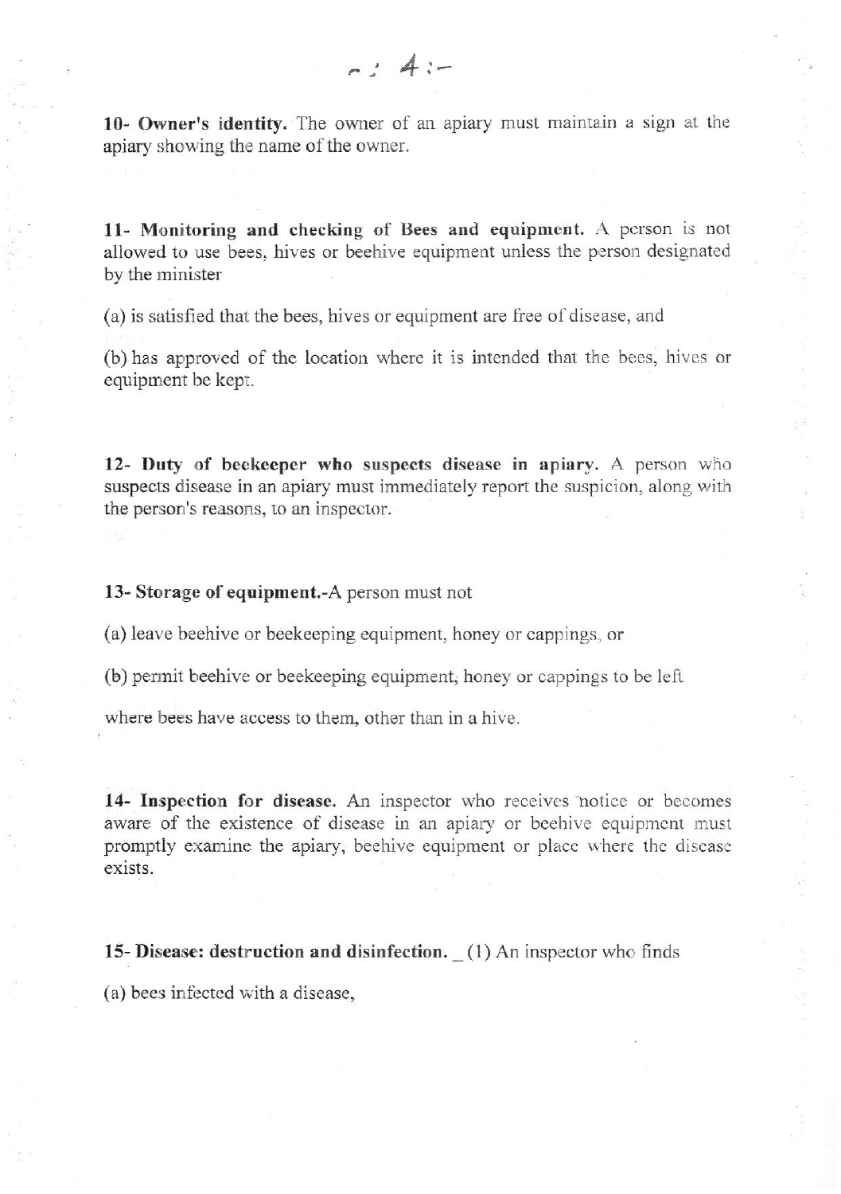**10- Owner's identity.** The owner of an apiary must maintain a sign at the apiary showing the name of the owner.

**11- Monitoring and checking of Bees and equipment.** A person is not allowed to use bees, hives or beehive equipment unless the person designated by the minister

(a) is satisfied that the bees, hives or equipment are free of disease, and

(b) has approved of the location where it is intended that the bees, hives or equipment be kept.

**12- Duty of beekeeper who suspects disease in apiary.** A person who suspects disease in an apiary must immediately report the suspicion, along with the person's reasons, to an inspector.

**13- Storage of equipment.**-A person must not

(a) leave beehive or beekeeping equipment, honey or cappings, or

(b) permit beehive or beekeeping equipment, honey or cappings to be left

where bees have access to them, other than in a hive.

**14- Inspection for disease.** An inspector who receives notice or becomes aware of the existence of disease in an apiary or beehive equipment must promptly examine the apiary, beehive equipment or place where the disease exists.

**15- Disease: destruction and disinfection.** _ (1) An inspector who finds

(a) bees infected with a disease,